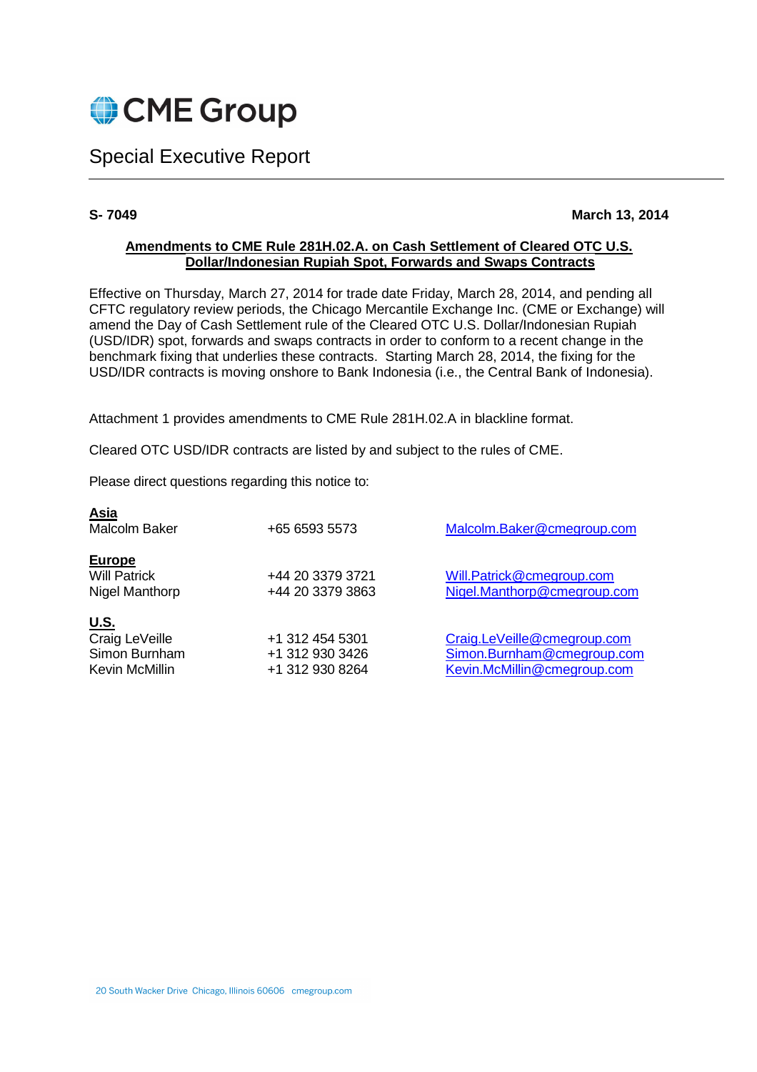# CME Group

## Special Executive Report

**S- 7049** **March 13, 2014**

**Amendments to CME Rule 281H.02.A. on Cash Settlement of Cleared OTC U.S. Dollar/Indonesian Rupiah Spot, Forwards and Swaps Contracts**

Effective on Thursday, March 27, 2014 for trade date Friday, March 28, 2014, and pending all CFTC regulatory review periods, the Chicago Mercantile Exchange Inc. (CME or Exchange) will amend the Day of Cash Settlement rule of the Cleared OTC U.S. Dollar/Indonesian Rupiah (USD/IDR) spot, forwards and swaps contracts in order to conform to a recent change in the benchmark fixing that underlies these contracts. Starting March 28, 2014, the fixing for the USD/IDR contracts is moving onshore to Bank Indonesia (i.e., the Central Bank of Indonesia).

Attachment 1 provides amendments to CME Rule 281H.02.A in blackline format.

Cleared OTC USD/IDR contracts are listed by and subject to the rules of CME.

Please direct questions regarding this notice to:

**Asia**

| | | |
|---|---|---|
| Malcolm Baker | +65 6593 5573 | Malcolm.Baker@cmegroup.com |

**Europe**

| | | |
|---|---|---|
| Will Patrick | +44 20 3379 3721 | Will.Patrick@cmegroup.com |
| Nigel Manthorp | +44 20 3379 3863 | Nigel.Manthorp@cmegroup.com |

**U.S.**

| | | |
|---|---|---|
| Craig LeVeille | +1 312 454 5301 | Craig.LeVeille@cmegroup.com |
| Simon Burnham | +1 312 930 3426 | Simon.Burnham@cmegroup.com |
| Kevin McMillin | +1 312 930 8264 | Kevin.McMillin@cmegroup.com |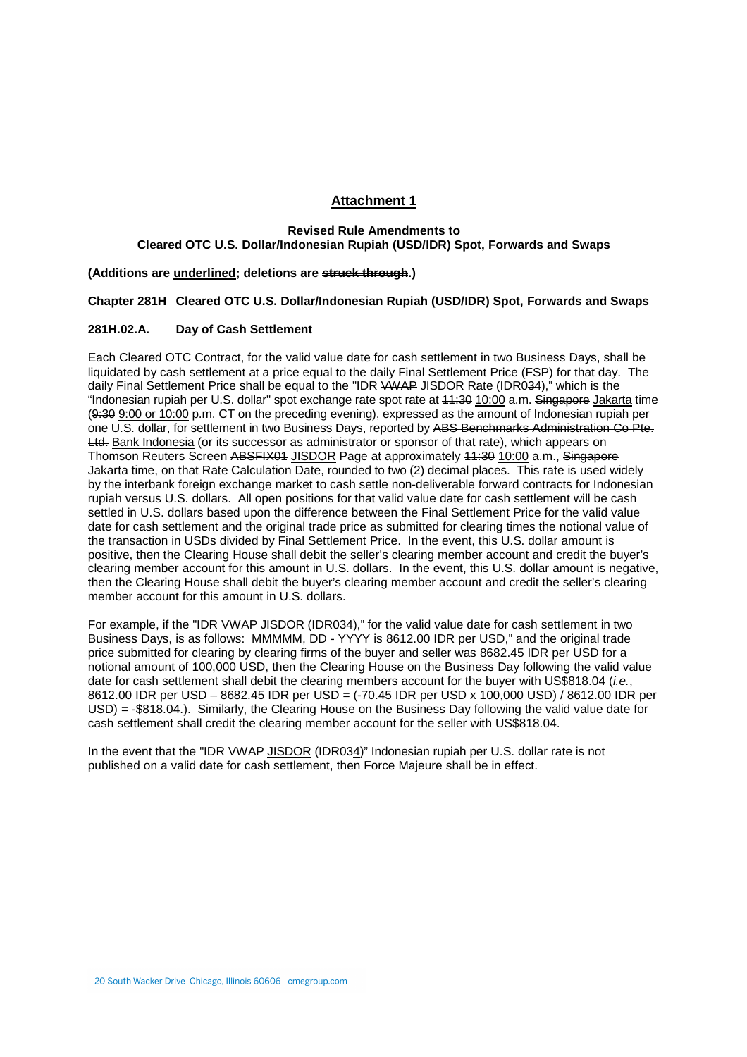## Attachment 1

**Revised Rule Amendments to**
**Cleared OTC U.S. Dollar/Indonesian Rupiah (USD/IDR) Spot, Forwards and Swaps**

**(Additions are <u>underlined</u>; deletions are ~~struck through~~.)**

**Chapter 281H Cleared OTC U.S. Dollar/Indonesian Rupiah (USD/IDR) Spot, Forwards and Swaps**

**281H.02.A. Day of Cash Settlement**

Each Cleared OTC Contract, for the valid value date for cash settlement in two Business Days, shall be liquidated by cash settlement at a price equal to the daily Final Settlement Price (FSP) for that day. The daily Final Settlement Price shall be equal to the "IDR ~~VWAP~~ <u>JISDOR Rate</u> (IDR0~~3~~4)," which is the "Indonesian rupiah per U.S. dollar" spot exchange rate spot rate at ~~11:30~~ <u>10:00</u> a.m. ~~Singapore~~ <u>Jakarta</u> time (~~9:30~~ <u>9:00 or 10:00</u> p.m. CT on the preceding evening), expressed as the amount of Indonesian rupiah per one U.S. dollar, for settlement in two Business Days, reported by ~~ABS Benchmarks Administration Co Pte. Ltd.~~ <u>Bank Indonesia</u> (or its successor as administrator or sponsor of that rate), which appears on Thomson Reuters Screen ~~ABSFIX01~~ <u>JISDOR</u> Page at approximately ~~11:30~~ <u>10:00</u> a.m., ~~Singapore~~ <u>Jakarta</u> time, on that Rate Calculation Date, rounded to two (2) decimal places. This rate is used widely by the interbank foreign exchange market to cash settle non-deliverable forward contracts for Indonesian rupiah versus U.S. dollars. All open positions for that valid value date for cash settlement will be cash settled in U.S. dollars based upon the difference between the Final Settlement Price for the valid value date for cash settlement and the original trade price as submitted for clearing times the notional value of the transaction in USDs divided by Final Settlement Price. In the event, this U.S. dollar amount is positive, then the Clearing House shall debit the seller's clearing member account and credit the buyer's clearing member account for this amount in U.S. dollars. In the event, this U.S. dollar amount is negative, then the Clearing House shall debit the buyer's clearing member account and credit the seller's clearing member account for this amount in U.S. dollars.

For example, if the "IDR ~~VWAP~~ <u>JISDOR</u> (IDR0~~3~~4)," for the valid value date for cash settlement in two Business Days, is as follows: MMMMM, DD - YYYY is 8612.00 IDR per USD," and the original trade price submitted for clearing by clearing firms of the buyer and seller was 8682.45 IDR per USD for a notional amount of 100,000 USD, then the Clearing House on the Business Day following the valid value date for cash settlement shall debit the clearing members account for the buyer with US$818.04 (*i.e.*, 8612.00 IDR per USD – 8682.45 IDR per USD = (-70.45 IDR per USD x 100,000 USD) / 8612.00 IDR per USD) = -$818.04.). Similarly, the Clearing House on the Business Day following the valid value date for cash settlement shall credit the clearing member account for the seller with US$818.04.

In the event that the "IDR ~~VWAP~~ <u>JISDOR</u> (IDR0~~3~~4)" Indonesian rupiah per U.S. dollar rate is not published on a valid date for cash settlement, then Force Majeure shall be in effect.